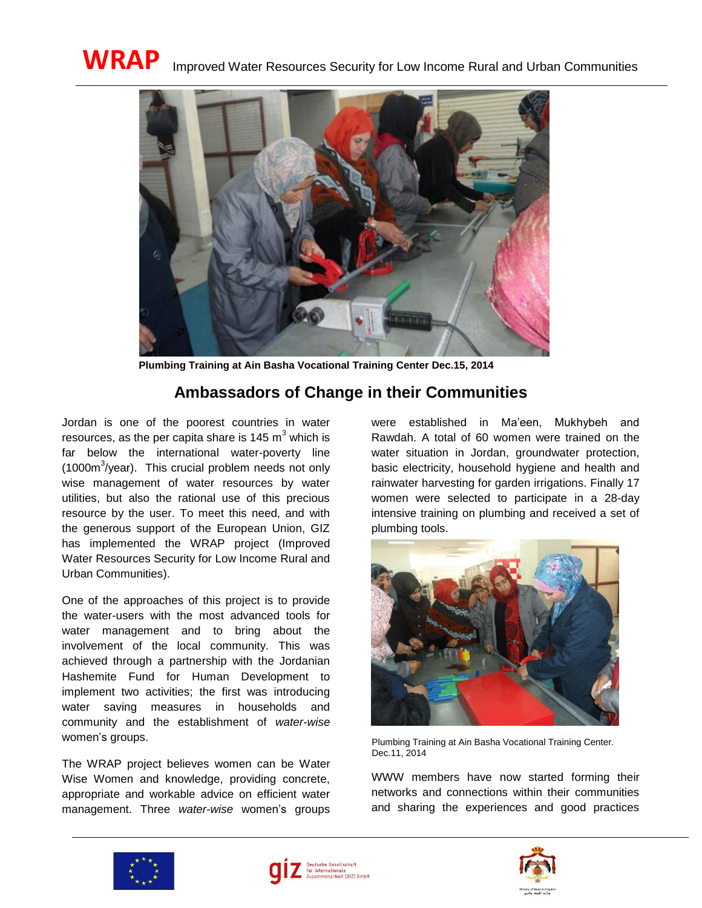**WRAP** Improved Water Resources Security for Low Income Rural and Urban Communities

Plumbing Training at Ain Basha Vocational Training Center Dec.15, 2014

## Ambassadors of Change in their Communities

Jordan is one of the poorest countries in water resources, as the per capita share is 145 $m^3$ which is far below the international water-poverty line ($1000m^3$/year). This crucial problem needs not only wise management of water resources by water utilities, but also the rational use of this precious resource by the user. To meet this need, and with the generous support of the European Union, GIZ has implemented the WRAP project (Improved Water Resources Security for Low Income Rural and Urban Communities).

One of the approaches of this project is to provide the water-users with the most advanced tools for water management and to bring about the involvement of the local community. This was achieved through a partnership with the Jordanian Hashemite Fund for Human Development to implement two activities; the first was introducing water saving measures in households and community and the establishment of *water-wise* women's groups.

The WRAP project believes women can be Water Wise Women and knowledge, providing concrete, appropriate and workable advice on efficient water management. Three *water-wise* women's groups were established in Ma'een, Mukhybeh and Rawdah. A total of 60 women were trained on the water situation in Jordan, groundwater protection, basic electricity, household hygiene and health and rainwater harvesting for garden irrigations. Finally 17 women were selected to participate in a 28-day intensive training on plumbing and received a set of plumbing tools.

Plumbing Training at Ain Basha Vocational Training Center. Dec.11, 2014

WWW members have now started forming their networks and connections within their communities and sharing the experiences and good practices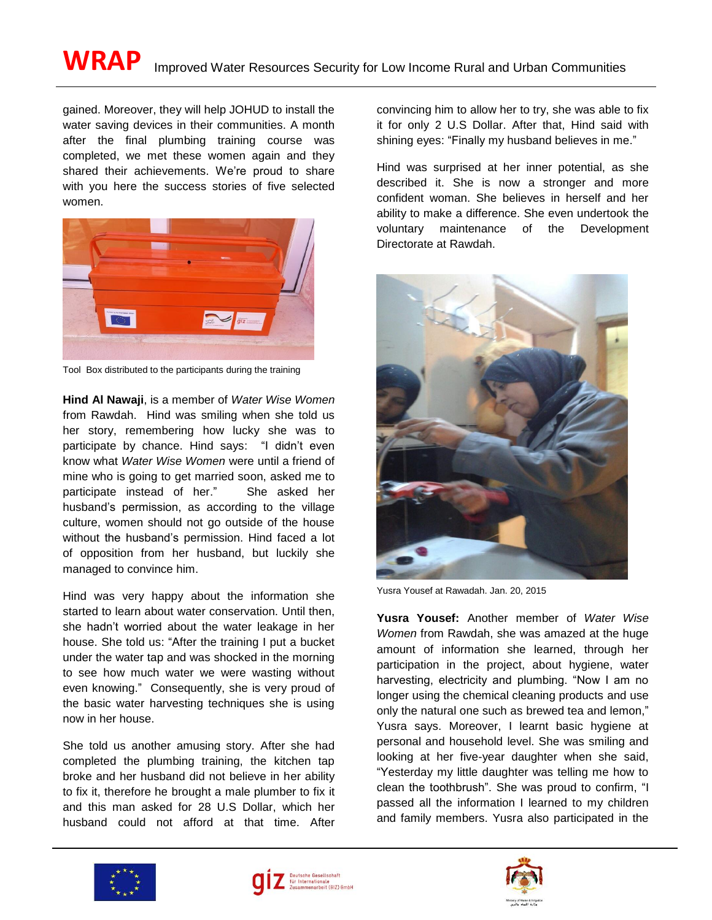gained. Moreover, they will help JOHUD to install the water saving devices in their communities. A month after the final plumbing training course was completed, we met these women again and they shared their achievements. We're proud to share with you here the success stories of five selected women.

Tool Box distributed to the participants during the training

**Hind Al Nawaji**, is a member of *Water Wise Women* from Rawdah. Hind was smiling when she told us her story, remembering how lucky she was to participate by chance. Hind says: "I didn't even know what *Water Wise Women* were until a friend of mine who is going to get married soon, asked me to participate instead of her." She asked her husband's permission, as according to the village culture, women should not go outside of the house without the husband's permission. Hind faced a lot of opposition from her husband, but luckily she managed to convince him.

Hind was very happy about the information she started to learn about water conservation. Until then, she hadn't worried about the water leakage in her house. She told us: "After the training I put a bucket under the water tap and was shocked in the morning to see how much water we were wasting without even knowing." Consequently, she is very proud of the basic water harvesting techniques she is using now in her house.

She told us another amusing story. After she had completed the plumbing training, the kitchen tap broke and her husband did not believe in her ability to fix it, therefore he brought a male plumber to fix it and this man asked for 28 U.S Dollar, which her husband could not afford at that time. After convincing him to allow her to try, she was able to fix it for only 2 U.S Dollar. After that, Hind said with shining eyes: "Finally my husband believes in me."

Hind was surprised at her inner potential, as she described it. She is now a stronger and more confident woman. She believes in herself and her ability to make a difference. She even undertook the voluntary maintenance of the Development Directorate at Rawdah.

Yusra Yousef at Rawadah. Jan. 20, 2015

**Yusra Yousef:** Another member of *Water Wise Women* from Rawdah, she was amazed at the huge amount of information she learned, through her participation in the project, about hygiene, water harvesting, electricity and plumbing. "Now I am no longer using the chemical cleaning products and use only the natural one such as brewed tea and lemon," Yusra says. Moreover, I learnt basic hygiene at personal and household level. She was smiling and looking at her five-year daughter when she said, "Yesterday my little daughter was telling me how to clean the toothbrush". She was proud to confirm, "I passed all the information I learned to my children and family members. Yusra also participated in the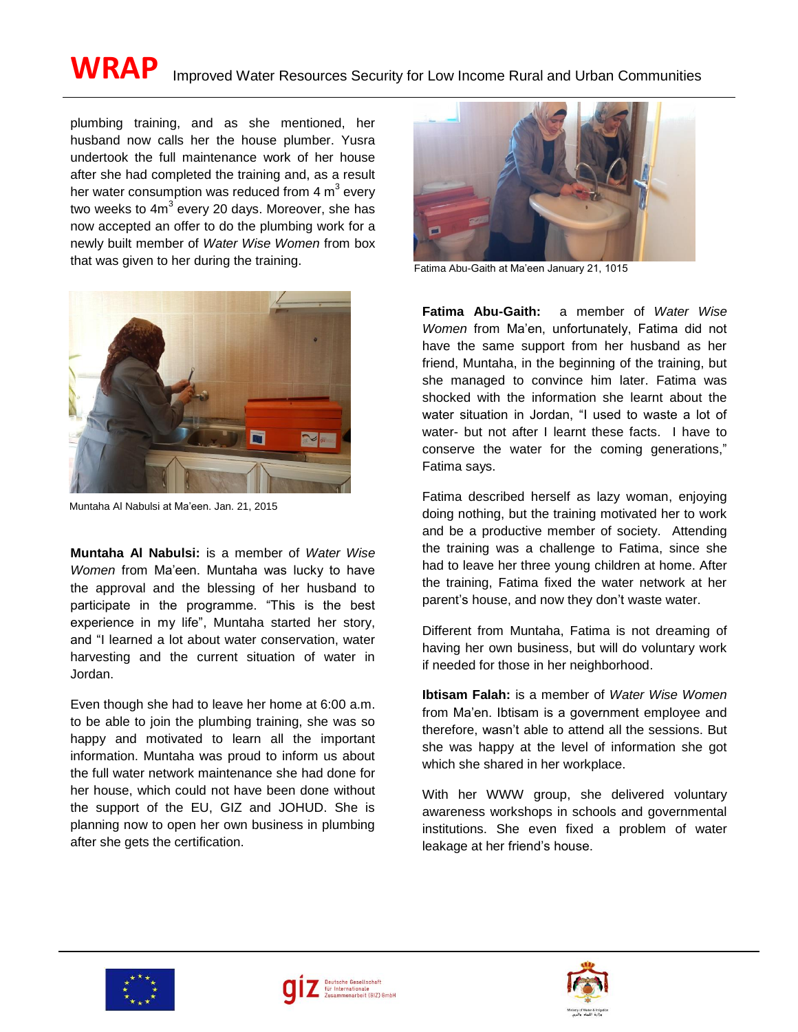plumbing training, and as she mentioned, her husband now calls her the house plumber. Yusra undertook the full maintenance work of her house after she had completed the training and, as a result her water consumption was reduced from 4 $m^3$ every two weeks to 4$m^3$ every 20 days. Moreover, she has now accepted an offer to do the plumbing work for a newly built member of *Water Wise Women* from box that was given to her during the training.

Muntaha Al Nabulsi at Ma'een. Jan. 21, 2015

**Muntaha Al Nabulsi:** is a member of *Water Wise Women* from Ma'een. Muntaha was lucky to have the approval and the blessing of her husband to participate in the programme. "This is the best experience in my life", Muntaha started her story, and "I learned a lot about water conservation, water harvesting and the current situation of water in Jordan.

Even though she had to leave her home at 6:00 a.m. to be able to join the plumbing training, she was so happy and motivated to learn all the important information. Muntaha was proud to inform us about the full water network maintenance she had done for her house, which could not have been done without the support of the EU, GIZ and JOHUD. She is planning now to open her own business in plumbing after she gets the certification.

Fatima Abu-Gaith at Ma'een January 21, 1015

**Fatima Abu-Gaith:** a member of *Water Wise Women* from Ma'en, unfortunately, Fatima did not have the same support from her husband as her friend, Muntaha, in the beginning of the training, but she managed to convince him later. Fatima was shocked with the information she learnt about the water situation in Jordan, "I used to waste a lot of water- but not after I learnt these facts. I have to conserve the water for the coming generations," Fatima says.

Fatima described herself as lazy woman, enjoying doing nothing, but the training motivated her to work and be a productive member of society. Attending the training was a challenge to Fatima, since she had to leave her three young children at home. After the training, Fatima fixed the water network at her parent's house, and now they don't waste water.

Different from Muntaha, Fatima is not dreaming of having her own business, but will do voluntary work if needed for those in her neighborhood.

**Ibtisam Falah:** is a member of *Water Wise Women* from Ma'en. Ibtisam is a government employee and therefore, wasn't able to attend all the sessions. But she was happy at the level of information she got which she shared in her workplace.

With her WWW group, she delivered voluntary awareness workshops in schools and governmental institutions. She even fixed a problem of water leakage at her friend's house.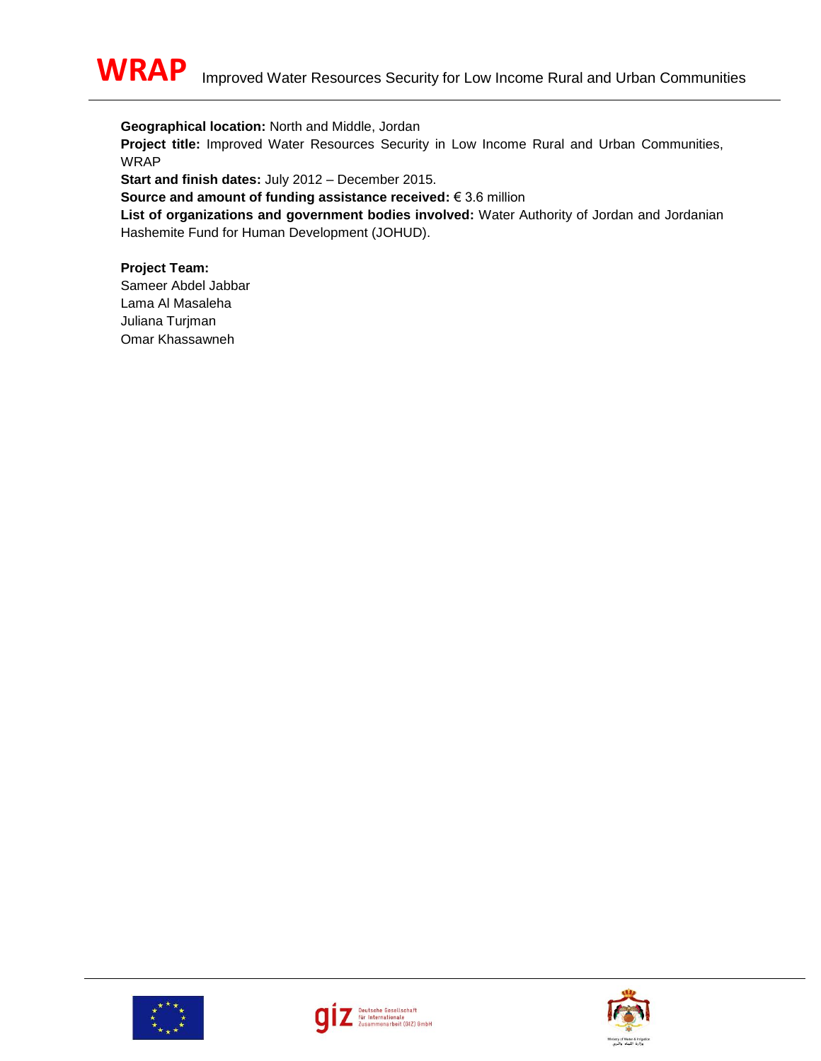**Geographical location:** North and Middle, Jordan

**Project title:** Improved Water Resources Security in Low Income Rural and Urban Communities, WRAP

**Start and finish dates:** July 2012 – December 2015.

**Source and amount of funding assistance received:** € 3.6 million

**List of organizations and government bodies involved:** Water Authority of Jordan and Jordanian Hashemite Fund for Human Development (JOHUD).

**Project Team:**

Sameer Abdel Jabbar

Lama Al Masaleha

Juliana Turjman

Omar Khassawneh